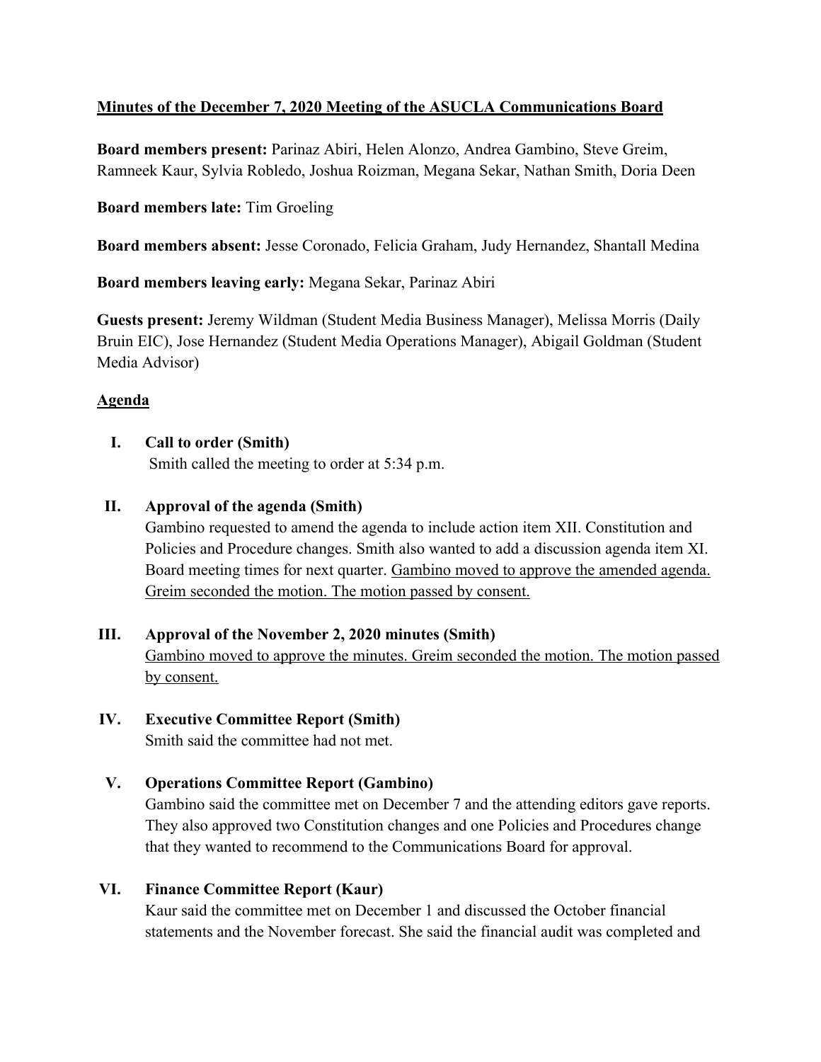# Minutes of the December 7, 2020 Meeting of the ASUCLA Communications Board

**Board members present:** Parinaz Abiri, Helen Alonzo, Andrea Gambino, Steve Greim, Ramneek Kaur, Sylvia Robledo, Joshua Roizman, Megana Sekar, Nathan Smith, Doria Deen

**Board members late:** Tim Groeling

**Board members absent:** Jesse Coronado, Felicia Graham, Judy Hernandez, Shantall Medina

**Board members leaving early:** Megana Sekar, Parinaz Abiri

**Guests present:** Jeremy Wildman (Student Media Business Manager), Melissa Morris (Daily Bruin EIC), Jose Hernandez (Student Media Operations Manager), Abigail Goldman (Student Media Advisor)

## Agenda

**I. Call to order (Smith)**

Smith called the meeting to order at 5:34 p.m.

**II. Approval of the agenda (Smith)**

Gambino requested to amend the agenda to include action item XII. Constitution and Policies and Procedure changes. Smith also wanted to add a discussion agenda item XI. Board meeting times for next quarter. Gambino moved to approve the amended agenda. Greim seconded the motion. The motion passed by consent.

**III. Approval of the November 2, 2020 minutes (Smith)**

Gambino moved to approve the minutes. Greim seconded the motion. The motion passed by consent.

**IV. Executive Committee Report (Smith)**

Smith said the committee had not met.

**V. Operations Committee Report (Gambino)**

Gambino said the committee met on December 7 and the attending editors gave reports. They also approved two Constitution changes and one Policies and Procedures change that they wanted to recommend to the Communications Board for approval.

**VI. Finance Committee Report (Kaur)**

Kaur said the committee met on December 1 and discussed the October financial statements and the November forecast. She said the financial audit was completed and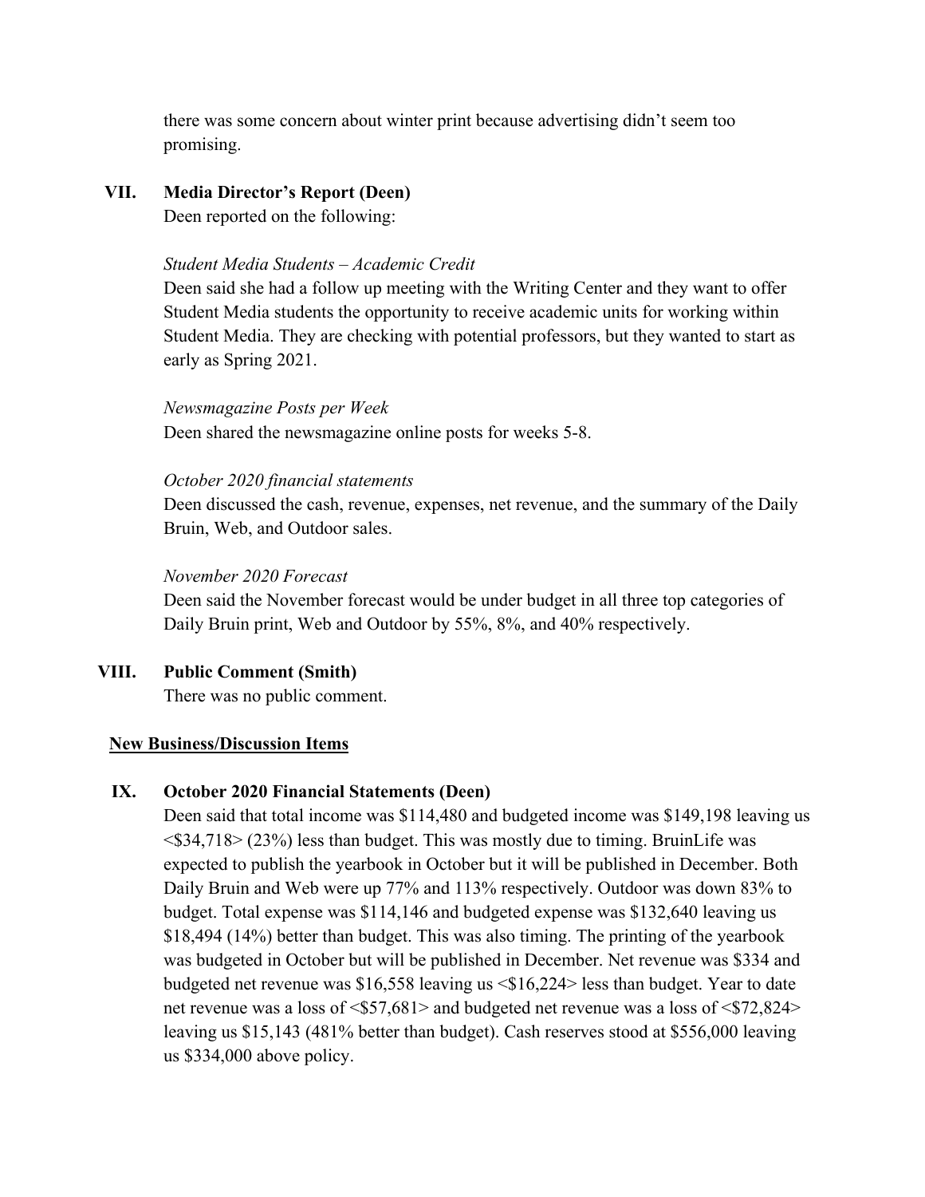there was some concern about winter print because advertising didn't seem too promising.

## VII. Media Director's Report (Deen)

Deen reported on the following:

*Student Media Students – Academic Credit*

Deen said she had a follow up meeting with the Writing Center and they want to offer Student Media students the opportunity to receive academic units for working within Student Media. They are checking with potential professors, but they wanted to start as early as Spring 2021.

*Newsmagazine Posts per Week*

Deen shared the newsmagazine online posts for weeks 5-8.

*October 2020 financial statements*

Deen discussed the cash, revenue, expenses, net revenue, and the summary of the Daily Bruin, Web, and Outdoor sales.

*November 2020 Forecast*

Deen said the November forecast would be under budget in all three top categories of Daily Bruin print, Web and Outdoor by 55%, 8%, and 40% respectively.

## VIII. Public Comment (Smith)

There was no public comment.

**New Business/Discussion Items**

## IX. October 2020 Financial Statements (Deen)

Deen said that total income was $114,480 and budgeted income was $149,198 leaving us <$34,718> (23%) less than budget. This was mostly due to timing. BruinLife was expected to publish the yearbook in October but it will be published in December. Both Daily Bruin and Web were up 77% and 113% respectively. Outdoor was down 83% to budget. Total expense was $114,146 and budgeted expense was $132,640 leaving us $18,494 (14%) better than budget. This was also timing. The printing of the yearbook was budgeted in October but will be published in December. Net revenue was $334 and budgeted net revenue was $16,558 leaving us <$16,224> less than budget. Year to date net revenue was a loss of <$57,681> and budgeted net revenue was a loss of <$72,824> leaving us $15,143 (481% better than budget). Cash reserves stood at $556,000 leaving us $334,000 above policy.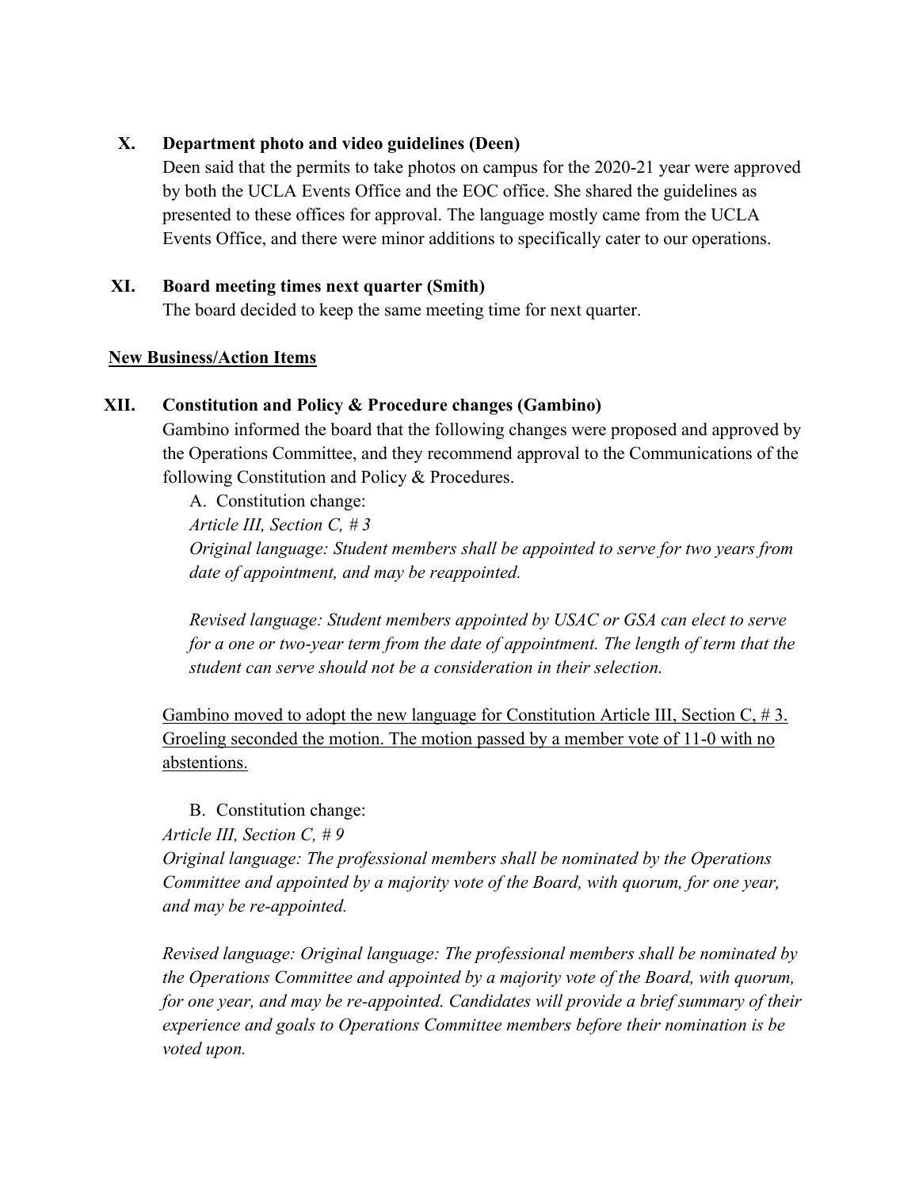**X. Department photo and video guidelines (Deen)**

Deen said that the permits to take photos on campus for the 2020-21 year were approved by both the UCLA Events Office and the EOC office. She shared the guidelines as presented to these offices for approval. The language mostly came from the UCLA Events Office, and there were minor additions to specifically cater to our operations.

**XI. Board meeting times next quarter (Smith)**

The board decided to keep the same meeting time for next quarter.

<u>**New Business/Action Items**</u>

**XII. Constitution and Policy & Procedure changes (Gambino)**

Gambino informed the board that the following changes were proposed and approved by the Operations Committee, and they recommend approval to the Communications of the following Constitution and Policy & Procedures.

A. Constitution change:

*Article III, Section C, # 3*

*Original language: Student members shall be appointed to serve for two years from date of appointment, and may be reappointed.*

*Revised language: Student members appointed by USAC or GSA can elect to serve for a one or two-year term from the date of appointment. The length of term that the student can serve should not be a consideration in their selection.*

<u>Gambino moved to adopt the new language for Constitution Article III, Section C, # 3. Groeling seconded the motion. The motion passed by a member vote of 11-0 with no abstentions.</u>

B. Constitution change:

*Article III, Section C, # 9*

*Original language: The professional members shall be nominated by the Operations Committee and appointed by a majority vote of the Board, with quorum, for one year, and may be re-appointed.*

*Revised language: Original language: The professional members shall be nominated by the Operations Committee and appointed by a majority vote of the Board, with quorum, for one year, and may be re-appointed. Candidates will provide a brief summary of their experience and goals to Operations Committee members before their nomination is be voted upon.*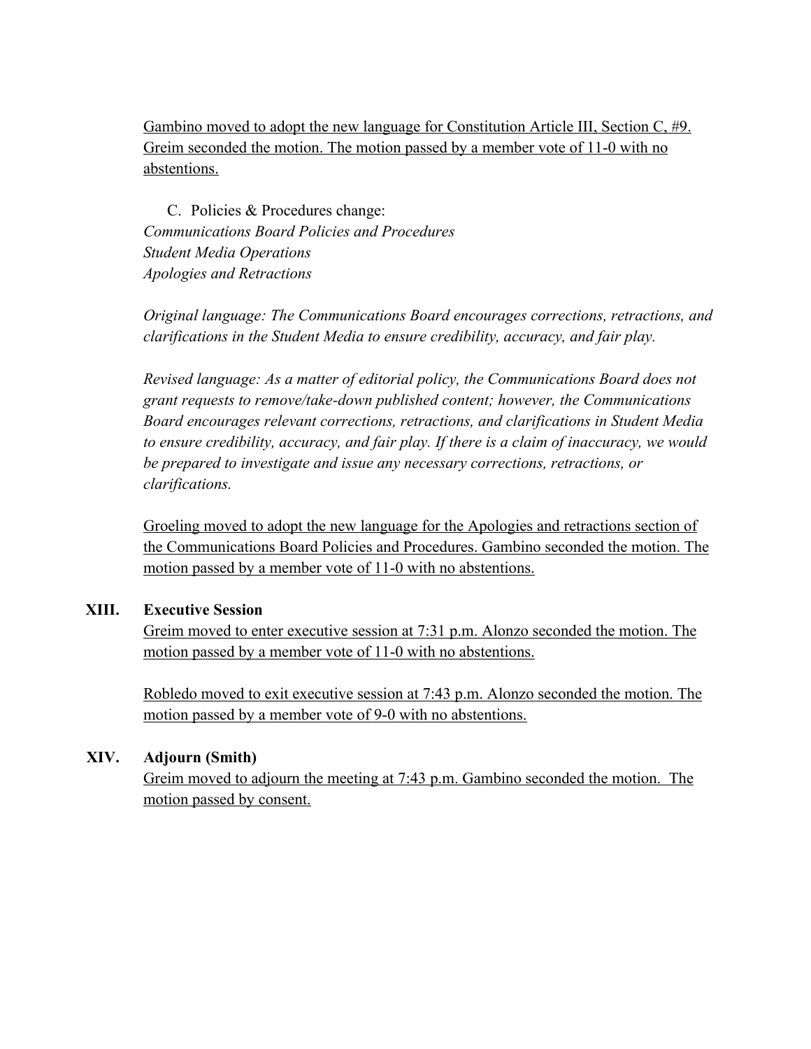<u>Gambino moved to adopt the new language for Constitution Article III, Section C, #9. Greim seconded the motion. The motion passed by a member vote of 11-0 with no abstentions.</u>

C. Policies & Procedures change:

*Communications Board Policies and Procedures*
*Student Media Operations*
*Apologies and Retractions*

*Original language: The Communications Board encourages corrections, retractions, and clarifications in the Student Media to ensure credibility, accuracy, and fair play.*

*Revised language: As a matter of editorial policy, the Communications Board does not grant requests to remove/take-down published content; however, the Communications Board encourages relevant corrections, retractions, and clarifications in Student Media to ensure credibility, accuracy, and fair play. If there is a claim of inaccuracy, we would be prepared to investigate and issue any necessary corrections, retractions, or clarifications.*

<u>Groeling moved to adopt the new language for the Apologies and retractions section of the Communications Board Policies and Procedures. Gambino seconded the motion. The motion passed by a member vote of 11-0 with no abstentions.</u>

## XIII. Executive Session

<u>Greim moved to enter executive session at 7:31 p.m. Alonzo seconded the motion. The motion passed by a member vote of 11-0 with no abstentions.</u>

<u>Robledo moved to exit executive session at 7:43 p.m. Alonzo seconded the motion. The motion passed by a member vote of 9-0 with no abstentions.</u>

## XIV. Adjourn (Smith)

<u>Greim moved to adjourn the meeting at 7:43 p.m. Gambino seconded the motion. The motion passed by consent.</u>